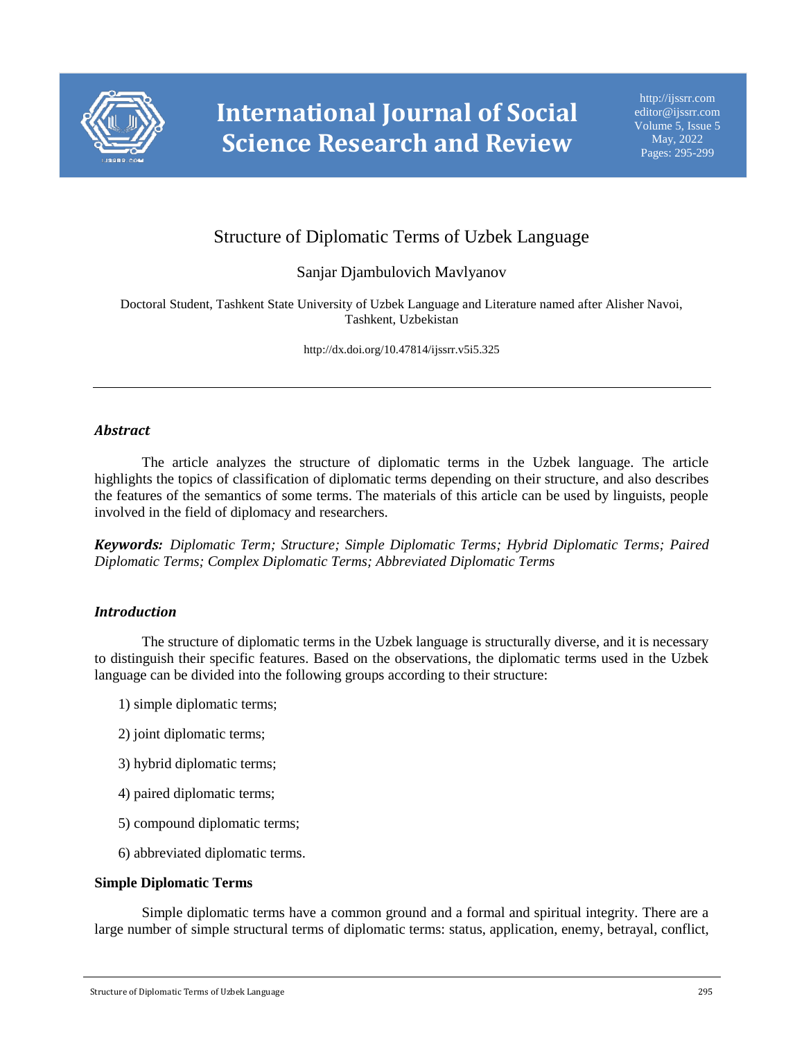# Structure of Diplomatic Terms of Uzbek Language

Sanjar Djambulovich Mavlyanov

Doctoral Student, Tashkent State University of Uzbek Language and Literature named after Alisher Navoi, Tashkent, Uzbekistan

http://dx.doi.org/10.47814/ijssrr.v5i5.325

---

## *Abstract*

The article analyzes the structure of diplomatic terms in the Uzbek language. The article highlights the topics of classification of diplomatic terms depending on their structure, and also describes the features of the semantics of some terms. The materials of this article can be used by linguists, people involved in the field of diplomacy and researchers.

***Keywords:*** *Diplomatic Term; Structure; Simple Diplomatic Terms; Hybrid Diplomatic Terms; Paired Diplomatic Terms; Complex Diplomatic Terms; Abbreviated Diplomatic Terms*

## *Introduction*

The structure of diplomatic terms in the Uzbek language is structurally diverse, and it is necessary to distinguish their specific features. Based on the observations, the diplomatic terms used in the Uzbek language can be divided into the following groups according to their structure:

1) simple diplomatic terms;

2) joint diplomatic terms;

3) hybrid diplomatic terms;

4) paired diplomatic terms;

5) compound diplomatic terms;

6) abbreviated diplomatic terms.

### Simple Diplomatic Terms

Simple diplomatic terms have a common ground and a formal and spiritual integrity. There are a large number of simple structural terms of diplomatic terms: status, application, enemy, betrayal, conflict,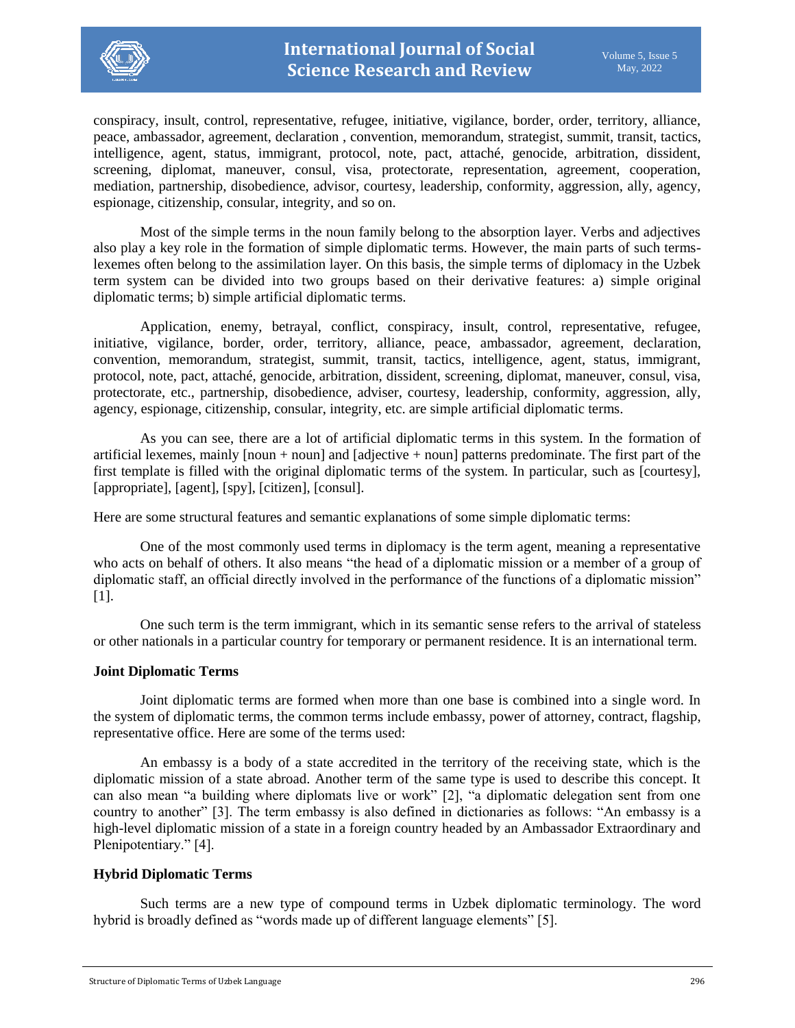conspiracy, insult, control, representative, refugee, initiative, vigilance, border, order, territory, alliance, peace, ambassador, agreement, declaration , convention, memorandum, strategist, summit, transit, tactics, intelligence, agent, status, immigrant, protocol, note, pact, attaché, genocide, arbitration, dissident, screening, diplomat, maneuver, consul, visa, protectorate, representation, agreement, cooperation, mediation, partnership, disobedience, advisor, courtesy, leadership, conformity, aggression, ally, agency, espionage, citizenship, consular, integrity, and so on.

Most of the simple terms in the noun family belong to the absorption layer. Verbs and adjectives also play a key role in the formation of simple diplomatic terms. However, the main parts of such terms-lexemes often belong to the assimilation layer. On this basis, the simple terms of diplomacy in the Uzbek term system can be divided into two groups based on their derivative features: a) simple original diplomatic terms; b) simple artificial diplomatic terms.

Application, enemy, betrayal, conflict, conspiracy, insult, control, representative, refugee, initiative, vigilance, border, order, territory, alliance, peace, ambassador, agreement, declaration, convention, memorandum, strategist, summit, transit, tactics, intelligence, agent, status, immigrant, protocol, note, pact, attaché, genocide, arbitration, dissident, screening, diplomat, maneuver, consul, visa, protectorate, etc., partnership, disobedience, adviser, courtesy, leadership, conformity, aggression, ally, agency, espionage, citizenship, consular, integrity, etc. are simple artificial diplomatic terms.

As you can see, there are a lot of artificial diplomatic terms in this system. In the formation of artificial lexemes, mainly [noun + noun] and [adjective + noun] patterns predominate. The first part of the first template is filled with the original diplomatic terms of the system. In particular, such as [courtesy], [appropriate], [agent], [spy], [citizen], [consul].

Here are some structural features and semantic explanations of some simple diplomatic terms:

One of the most commonly used terms in diplomacy is the term agent, meaning a representative who acts on behalf of others. It also means "the head of a diplomatic mission or a member of a group of diplomatic staff, an official directly involved in the performance of the functions of a diplomatic mission" [1].

One such term is the term immigrant, which in its semantic sense refers to the arrival of stateless or other nationals in a particular country for temporary or permanent residence. It is an international term.

**Joint Diplomatic Terms**

Joint diplomatic terms are formed when more than one base is combined into a single word. In the system of diplomatic terms, the common terms include embassy, power of attorney, contract, flagship, representative office. Here are some of the terms used:

An embassy is a body of a state accredited in the territory of the receiving state, which is the diplomatic mission of a state abroad. Another term of the same type is used to describe this concept. It can also mean "a building where diplomats live or work" [2], "a diplomatic delegation sent from one country to another" [3]. The term embassy is also defined in dictionaries as follows: "An embassy is a high-level diplomatic mission of a state in a foreign country headed by an Ambassador Extraordinary and Plenipotentiary." [4].

**Hybrid Diplomatic Terms**

Such terms are a new type of compound terms in Uzbek diplomatic terminology. The word hybrid is broadly defined as "words made up of different language elements" [5].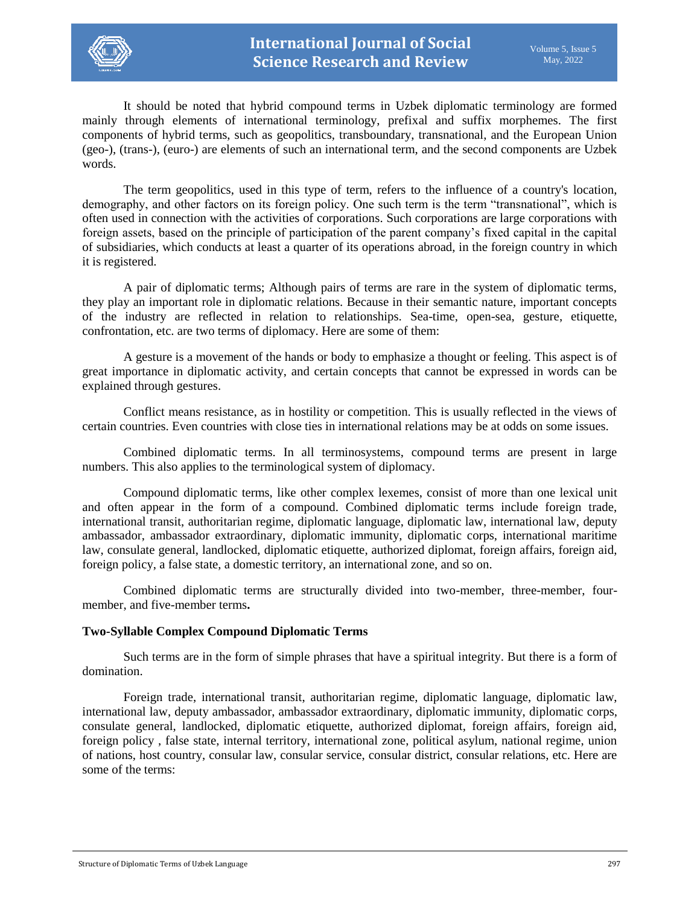It should be noted that hybrid compound terms in Uzbek diplomatic terminology are formed mainly through elements of international terminology, prefixal and suffix morphemes. The first components of hybrid terms, such as geopolitics, transboundary, transnational, and the European Union (geo-), (trans-), (euro-) are elements of such an international term, and the second components are Uzbek words.

The term geopolitics, used in this type of term, refers to the influence of a country's location, demography, and other factors on its foreign policy. One such term is the term "transnational", which is often used in connection with the activities of corporations. Such corporations are large corporations with foreign assets, based on the principle of participation of the parent company's fixed capital in the capital of subsidiaries, which conducts at least a quarter of its operations abroad, in the foreign country in which it is registered.

A pair of diplomatic terms; Although pairs of terms are rare in the system of diplomatic terms, they play an important role in diplomatic relations. Because in their semantic nature, important concepts of the industry are reflected in relation to relationships. Sea-time, open-sea, gesture, etiquette, confrontation, etc. are two terms of diplomacy. Here are some of them:

A gesture is a movement of the hands or body to emphasize a thought or feeling. This aspect is of great importance in diplomatic activity, and certain concepts that cannot be expressed in words can be explained through gestures.

Conflict means resistance, as in hostility or competition. This is usually reflected in the views of certain countries. Even countries with close ties in international relations may be at odds on some issues.

Combined diplomatic terms. In all terminosystems, compound terms are present in large numbers. This also applies to the terminological system of diplomacy.

Compound diplomatic terms, like other complex lexemes, consist of more than one lexical unit and often appear in the form of a compound. Combined diplomatic terms include foreign trade, international transit, authoritarian regime, diplomatic language, diplomatic law, international law, deputy ambassador, ambassador extraordinary, diplomatic immunity, diplomatic corps, international maritime law, consulate general, landlocked, diplomatic etiquette, authorized diplomat, foreign affairs, foreign aid, foreign policy, a false state, a domestic territory, an international zone, and so on.

Combined diplomatic terms are structurally divided into two-member, three-member, four-member, and five-member terms**.**

### Two-Syllable Complex Compound Diplomatic Terms

Such terms are in the form of simple phrases that have a spiritual integrity. But there is a form of domination.

Foreign trade, international transit, authoritarian regime, diplomatic language, diplomatic law, international law, deputy ambassador, ambassador extraordinary, diplomatic immunity, diplomatic corps, consulate general, landlocked, diplomatic etiquette, authorized diplomat, foreign affairs, foreign aid, foreign policy , false state, internal territory, international zone, political asylum, national regime, union of nations, host country, consular law, consular service, consular district, consular relations, etc. Here are some of the terms: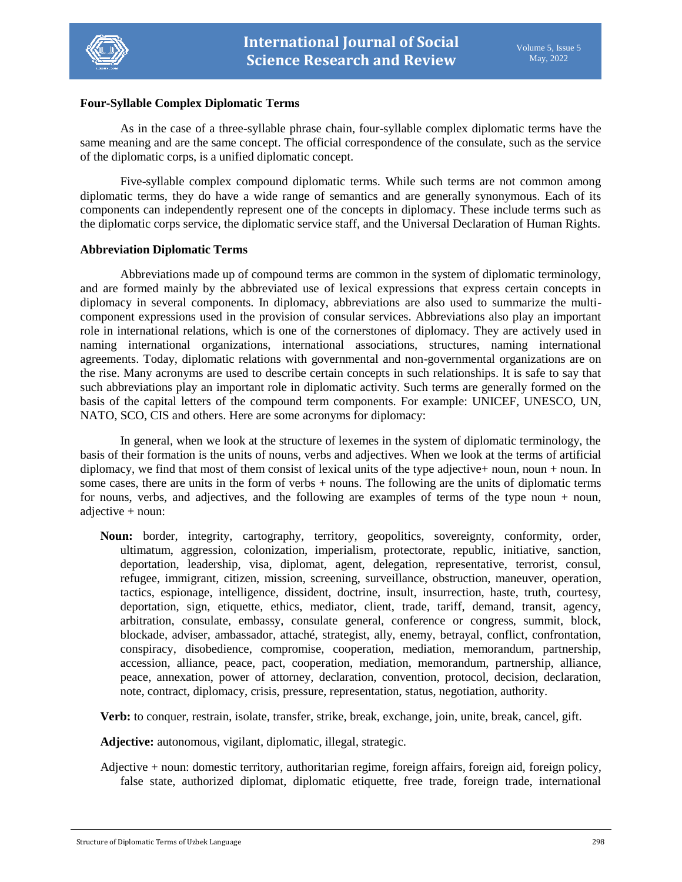### Four-Syllable Complex Diplomatic Terms

As in the case of a three-syllable phrase chain, four-syllable complex diplomatic terms have the same meaning and are the same concept. The official correspondence of the consulate, such as the service of the diplomatic corps, is a unified diplomatic concept.

Five-syllable complex compound diplomatic terms. While such terms are not common among diplomatic terms, they do have a wide range of semantics and are generally synonymous. Each of its components can independently represent one of the concepts in diplomacy. These include terms such as the diplomatic corps service, the diplomatic service staff, and the Universal Declaration of Human Rights.

### Abbreviation Diplomatic Terms

Abbreviations made up of compound terms are common in the system of diplomatic terminology, and are formed mainly by the abbreviated use of lexical expressions that express certain concepts in diplomacy in several components. In diplomacy, abbreviations are also used to summarize the multi-component expressions used in the provision of consular services. Abbreviations also play an important role in international relations, which is one of the cornerstones of diplomacy. They are actively used in naming international organizations, international associations, structures, naming international agreements. Today, diplomatic relations with governmental and non-governmental organizations are on the rise. Many acronyms are used to describe certain concepts in such relationships. It is safe to say that such abbreviations play an important role in diplomatic activity. Such terms are generally formed on the basis of the capital letters of the compound term components. For example: UNICEF, UNESCO, UN, NATO, SCO, CIS and others. Here are some acronyms for diplomacy:

In general, when we look at the structure of lexemes in the system of diplomatic terminology, the basis of their formation is the units of nouns, verbs and adjectives. When we look at the terms of artificial diplomacy, we find that most of them consist of lexical units of the type adjective+ noun, noun + noun. In some cases, there are units in the form of verbs + nouns. The following are the units of diplomatic terms for nouns, verbs, and adjectives, and the following are examples of terms of the type noun + noun, adjective + noun:

**Noun:** border, integrity, cartography, territory, geopolitics, sovereignty, conformity, order, ultimatum, aggression, colonization, imperialism, protectorate, republic, initiative, sanction, deportation, leadership, visa, diplomat, agent, delegation, representative, terrorist, consul, refugee, immigrant, citizen, mission, screening, surveillance, obstruction, maneuver, operation, tactics, espionage, intelligence, dissident, doctrine, insult, insurrection, haste, truth, courtesy, deportation, sign, etiquette, ethics, mediator, client, trade, tariff, demand, transit, agency, arbitration, consulate, embassy, consulate general, conference or congress, summit, block, blockade, adviser, ambassador, attaché, strategist, ally, enemy, betrayal, conflict, confrontation, conspiracy, disobedience, compromise, cooperation, mediation, memorandum, partnership, accession, alliance, peace, pact, cooperation, mediation, memorandum, partnership, alliance, peace, annexation, power of attorney, declaration, convention, protocol, decision, declaration, note, contract, diplomacy, crisis, pressure, representation, status, negotiation, authority.

**Verb:** to conquer, restrain, isolate, transfer, strike, break, exchange, join, unite, break, cancel, gift.

**Adjective:** autonomous, vigilant, diplomatic, illegal, strategic.

Adjective + noun: domestic territory, authoritarian regime, foreign affairs, foreign aid, foreign policy, false state, authorized diplomat, diplomatic etiquette, free trade, foreign trade, international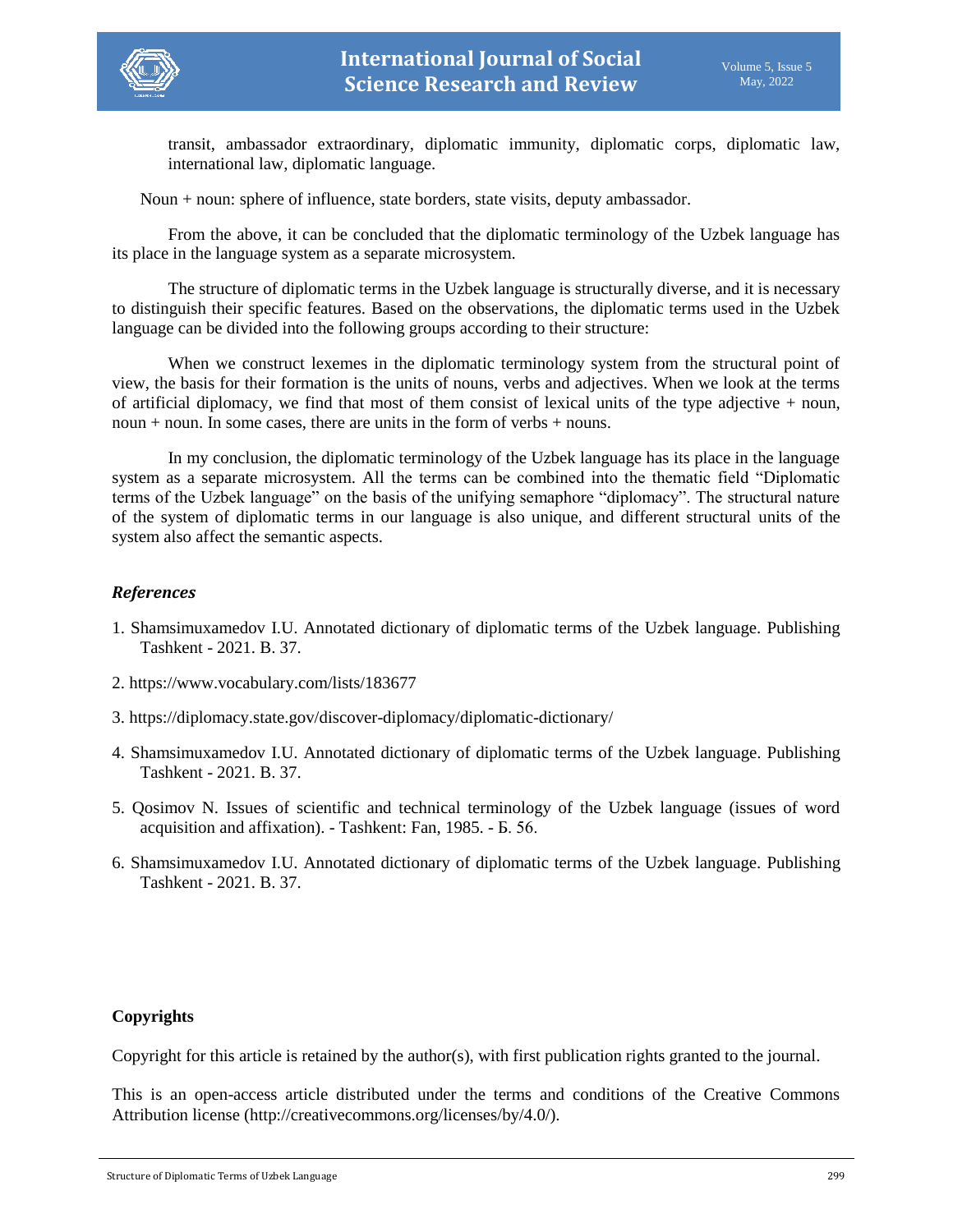transit, ambassador extraordinary, diplomatic immunity, diplomatic corps, diplomatic law, international law, diplomatic language.

Noun + noun: sphere of influence, state borders, state visits, deputy ambassador.

From the above, it can be concluded that the diplomatic terminology of the Uzbek language has its place in the language system as a separate microsystem.

The structure of diplomatic terms in the Uzbek language is structurally diverse, and it is necessary to distinguish their specific features. Based on the observations, the diplomatic terms used in the Uzbek language can be divided into the following groups according to their structure:

When we construct lexemes in the diplomatic terminology system from the structural point of view, the basis for their formation is the units of nouns, verbs and adjectives. When we look at the terms of artificial diplomacy, we find that most of them consist of lexical units of the type adjective + noun, noun + noun. In some cases, there are units in the form of verbs + nouns.

In my conclusion, the diplomatic terminology of the Uzbek language has its place in the language system as a separate microsystem. All the terms can be combined into the thematic field "Diplomatic terms of the Uzbek language" on the basis of the unifying semaphore "diplomacy". The structural nature of the system of diplomatic terms in our language is also unique, and different structural units of the system also affect the semantic aspects.

### *References*

1. Shamsimuxamedov I.U. Annotated dictionary of diplomatic terms of the Uzbek language. Publishing Tashkent - 2021. B. 37.
2. https://www.vocabulary.com/lists/183677
3. https://diplomacy.state.gov/discover-diplomacy/diplomatic-dictionary/
4. Shamsimuxamedov I.U. Annotated dictionary of diplomatic terms of the Uzbek language. Publishing Tashkent - 2021. B. 37.
5. Qosimov N. Issues of scientific and technical terminology of the Uzbek language (issues of word acquisition and affixation). - Tashkent: Fan, 1985. - Б. 56.
6. Shamsimuxamedov I.U. Annotated dictionary of diplomatic terms of the Uzbek language. Publishing Tashkent - 2021. B. 37.

### Copyrights

Copyright for this article is retained by the author(s), with first publication rights granted to the journal.

This is an open-access article distributed under the terms and conditions of the Creative Commons Attribution license (http://creativecommons.org/licenses/by/4.0/).